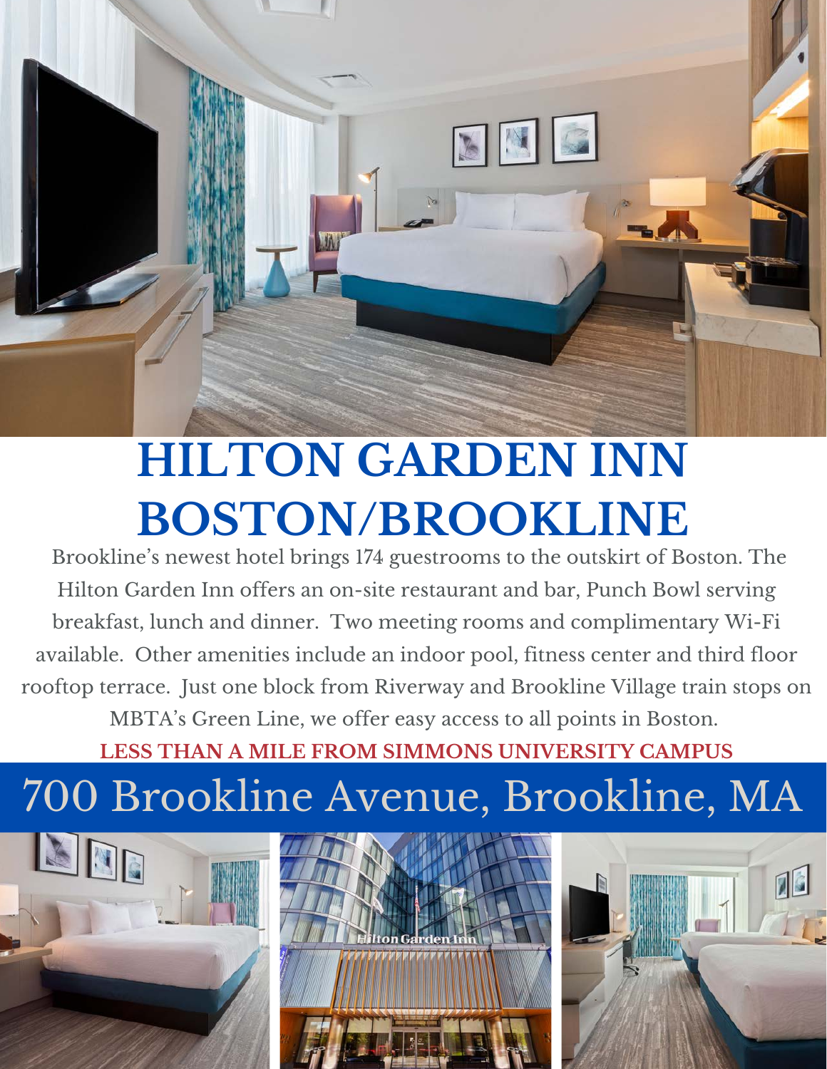# HILTON GARDEN INN BOSTON/BROOKLINE

Brookline's newest hotel brings 174 guestrooms to the outskirt of Boston. The Hilton Garden Inn offers an on-site restaurant and bar, Punch Bowl serving breakfast, lunch and dinner. Two meeting rooms and complimentary Wi-Fi available. Other amenities include an indoor pool, fitness center and third floor rooftop terrace. Just one block from Riverway and Brookline Village train stops on MBTA's Green Line, we offer easy access to all points in Boston.

**LESS THAN A MILE FROM SIMMONS UNIVERSITY CAMPUS**

## 700 Brookline Avenue, Brookline, MA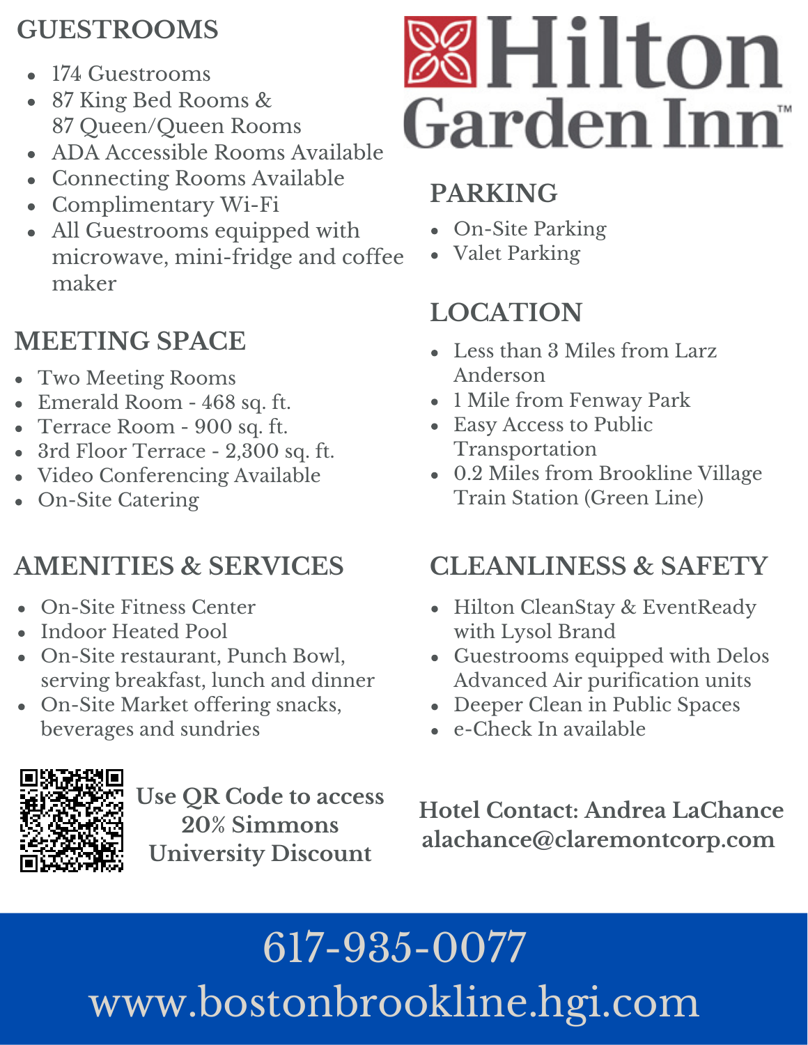# Hilton Garden Inn

## GUESTROOMS

- 174 Guestrooms
- 87 King Bed Rooms & 87 Queen/Queen Rooms
- ADA Accessible Rooms Available
- Connecting Rooms Available
- Complimentary Wi-Fi
- All Guestrooms equipped with microwave, mini-fridge and coffee maker

## MEETING SPACE

- Two Meeting Rooms
- Emerald Room - 468 sq. ft.
- Terrace Room - 900 sq. ft.
- 3rd Floor Terrace - 2,300 sq. ft.
- Video Conferencing Available
- On-Site Catering

## AMENITIES & SERVICES

- On-Site Fitness Center
- Indoor Heated Pool
- On-Site restaurant, Punch Bowl, serving breakfast, lunch and dinner
- On-Site Market offering snacks, beverages and sundries

## PARKING

- On-Site Parking
- Valet Parking

## LOCATION

- Less than 3 Miles from Larz Anderson
- 1 Mile from Fenway Park
- Easy Access to Public Transportation
- 0.2 Miles from Brookline Village Train Station (Green Line)

## CLEANLINESS & SAFETY

- Hilton CleanStay & EventReady with Lysol Brand
- Guestrooms equipped with Delos Advanced Air purification units
- Deeper Clean in Public Spaces
- e-Check In available

**Use QR Code to access 20% Simmons University Discount**

**Hotel Contact: Andrea LaChance**
**alachance@claremontcorp.com**

617-935-0077
www.bostonbrookline.hgi.com